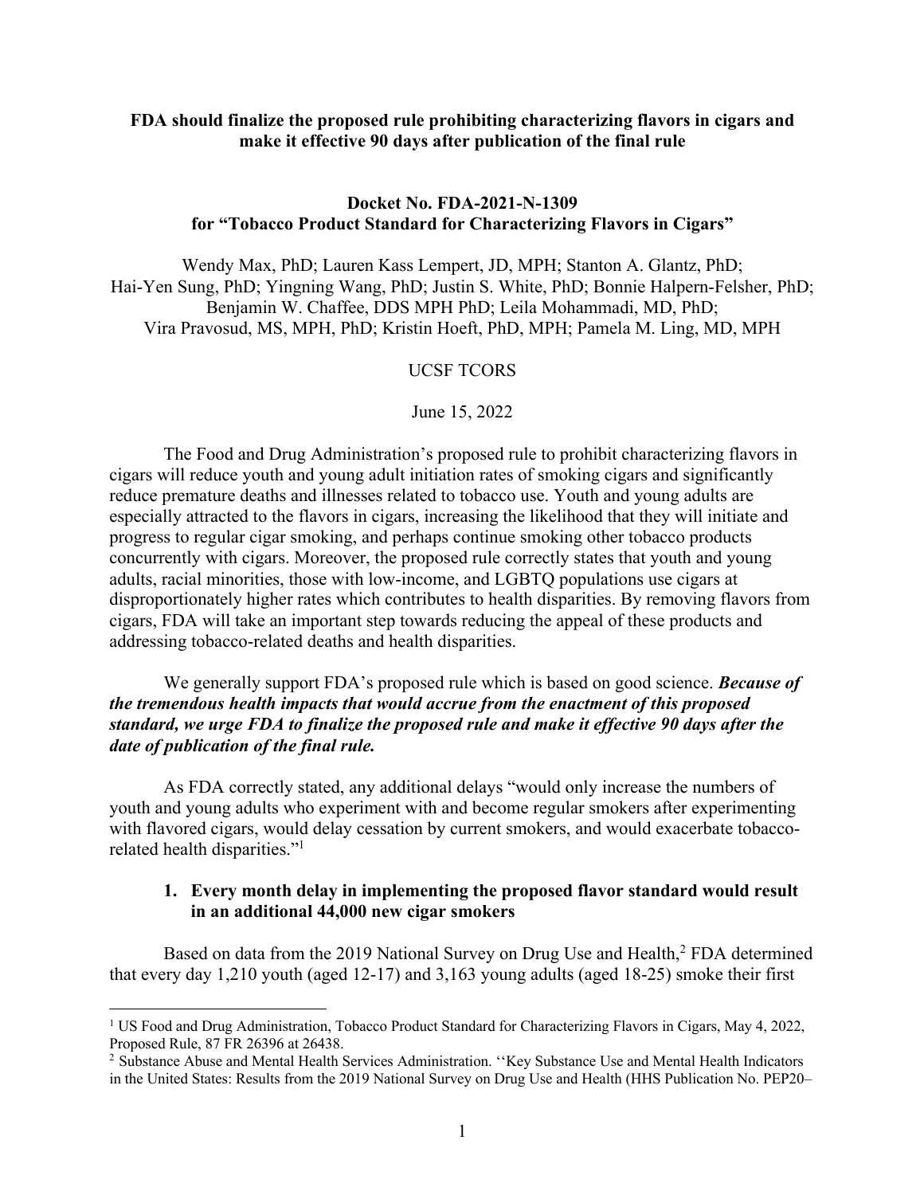**FDA should finalize the proposed rule prohibiting characterizing flavors in cigars and make it effective 90 days after publication of the final rule**

**Docket No. FDA-2021-N-1309**
**for "Tobacco Product Standard for Characterizing Flavors in Cigars"**

Wendy Max, PhD; Lauren Kass Lempert, JD, MPH; Stanton A. Glantz, PhD; Hai-Yen Sung, PhD; Yingning Wang, PhD; Justin S. White, PhD; Bonnie Halpern-Felsher, PhD; Benjamin W. Chaffee, DDS MPH PhD; Leila Mohammadi, MD, PhD; Vira Pravosud, MS, MPH, PhD; Kristin Hoeft, PhD, MPH; Pamela M. Ling, MD, MPH

UCSF TCORS

June 15, 2022

The Food and Drug Administration's proposed rule to prohibit characterizing flavors in cigars will reduce youth and young adult initiation rates of smoking cigars and significantly reduce premature deaths and illnesses related to tobacco use. Youth and young adults are especially attracted to the flavors in cigars, increasing the likelihood that they will initiate and progress to regular cigar smoking, and perhaps continue smoking other tobacco products concurrently with cigars. Moreover, the proposed rule correctly states that youth and young adults, racial minorities, those with low-income, and LGBTQ populations use cigars at disproportionately higher rates which contributes to health disparities. By removing flavors from cigars, FDA will take an important step towards reducing the appeal of these products and addressing tobacco-related deaths and health disparities.

We generally support FDA's proposed rule which is based on good science. ***Because of the tremendous health impacts that would accrue from the enactment of this proposed standard, we urge FDA to finalize the proposed rule and make it effective 90 days after the date of publication of the final rule.***

As FDA correctly stated, any additional delays "would only increase the numbers of youth and young adults who experiment with and become regular smokers after experimenting with flavored cigars, would delay cessation by current smokers, and would exacerbate tobacco-related health disparities."[1]

### 1. Every month delay in implementing the proposed flavor standard would result in an additional 44,000 new cigar smokers

Based on data from the 2019 National Survey on Drug Use and Health,[2] FDA determined that every day 1,210 youth (aged 12-17) and 3,163 young adults (aged 18-25) smoke their first

---

[1] US Food and Drug Administration, Tobacco Product Standard for Characterizing Flavors in Cigars, May 4, 2022, Proposed Rule, 87 FR 26396 at 26438.

[2] Substance Abuse and Mental Health Services Administration. ''Key Substance Use and Mental Health Indicators in the United States: Results from the 2019 National Survey on Drug Use and Health (HHS Publication No. PEP20–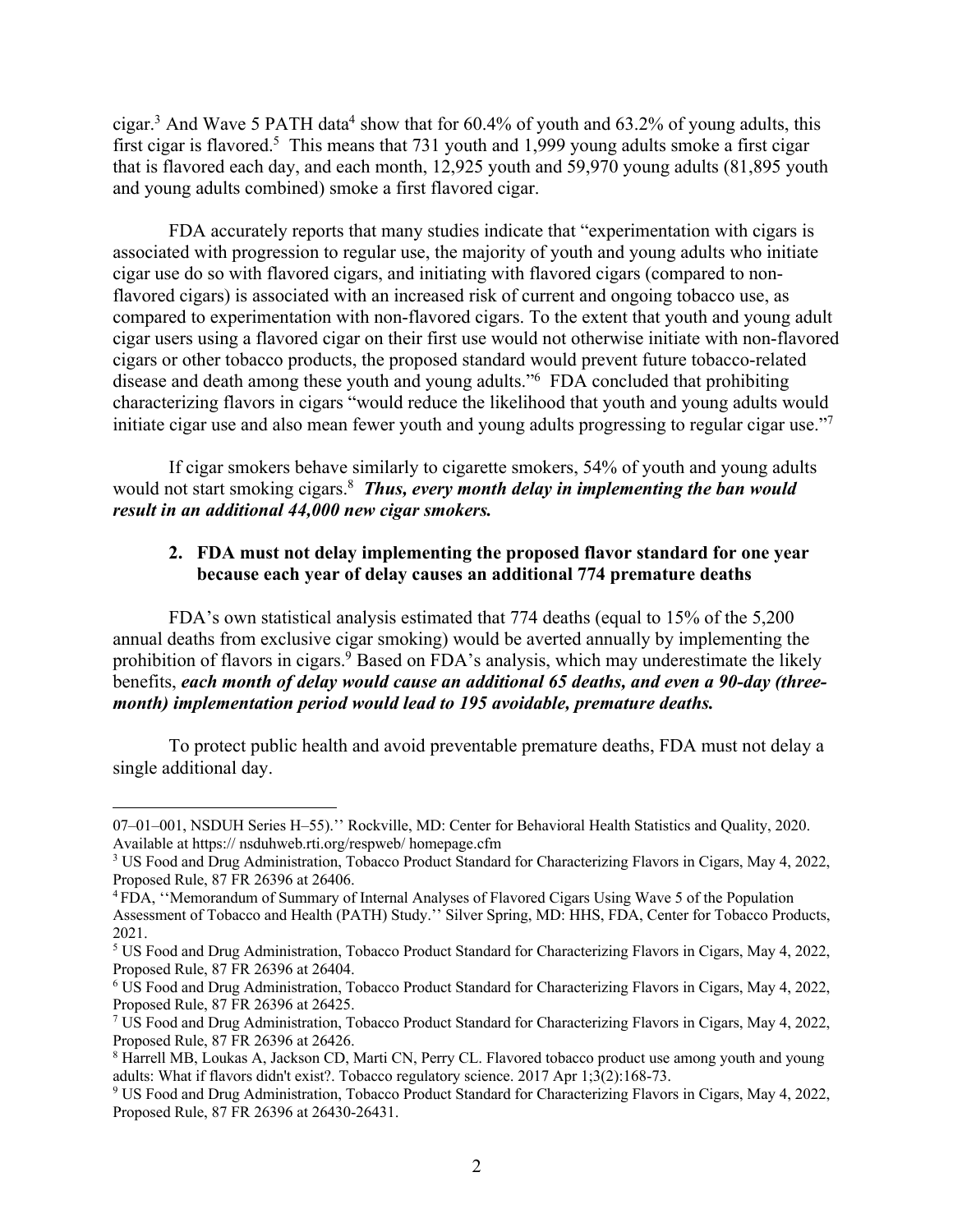cigar.[3] And Wave 5 PATH data[4] show that for 60.4% of youth and 63.2% of young adults, this first cigar is flavored.[5] This means that 731 youth and 1,999 young adults smoke a first cigar that is flavored each day, and each month, 12,925 youth and 59,970 young adults (81,895 youth and young adults combined) smoke a first flavored cigar.

FDA accurately reports that many studies indicate that "experimentation with cigars is associated with progression to regular use, the majority of youth and young adults who initiate cigar use do so with flavored cigars, and initiating with flavored cigars (compared to non-flavored cigars) is associated with an increased risk of current and ongoing tobacco use, as compared to experimentation with non-flavored cigars. To the extent that youth and young adult cigar users using a flavored cigar on their first use would not otherwise initiate with non-flavored cigars or other tobacco products, the proposed standard would prevent future tobacco-related disease and death among these youth and young adults."[6] FDA concluded that prohibiting characterizing flavors in cigars "would reduce the likelihood that youth and young adults would initiate cigar use and also mean fewer youth and young adults progressing to regular cigar use."[7]

If cigar smokers behave similarly to cigarette smokers, 54% of youth and young adults would not start smoking cigars.[8] ***Thus, every month delay in implementing the ban would result in an additional 44,000 new cigar smokers.***

### 2. FDA must not delay implementing the proposed flavor standard for one year because each year of delay causes an additional 774 premature deaths

FDA's own statistical analysis estimated that 774 deaths (equal to 15% of the 5,200 annual deaths from exclusive cigar smoking) would be averted annually by implementing the prohibition of flavors in cigars.[9] Based on FDA's analysis, which may underestimate the likely benefits, ***each month of delay would cause an additional 65 deaths, and even a 90-day (three-month) implementation period would lead to 195 avoidable, premature deaths.***

To protect public health and avoid preventable premature deaths, FDA must not delay a single additional day.

---

07–01–001, NSDUH Series H–55).'' Rockville, MD: Center for Behavioral Health Statistics and Quality, 2020. Available at https:// nsduhweb.rti.org/respweb/ homepage.cfm

[3] US Food and Drug Administration, Tobacco Product Standard for Characterizing Flavors in Cigars, May 4, 2022, Proposed Rule, 87 FR 26396 at 26406.

[4] FDA, ''Memorandum of Summary of Internal Analyses of Flavored Cigars Using Wave 5 of the Population Assessment of Tobacco and Health (PATH) Study.'' Silver Spring, MD: HHS, FDA, Center for Tobacco Products, 2021.

[5] US Food and Drug Administration, Tobacco Product Standard for Characterizing Flavors in Cigars, May 4, 2022, Proposed Rule, 87 FR 26396 at 26404.

[6] US Food and Drug Administration, Tobacco Product Standard for Characterizing Flavors in Cigars, May 4, 2022, Proposed Rule, 87 FR 26396 at 26425.

[7] US Food and Drug Administration, Tobacco Product Standard for Characterizing Flavors in Cigars, May 4, 2022, Proposed Rule, 87 FR 26396 at 26426.

[8] Harrell MB, Loukas A, Jackson CD, Marti CN, Perry CL. Flavored tobacco product use among youth and young adults: What if flavors didn't exist?. Tobacco regulatory science. 2017 Apr 1;3(2):168-73.

[9] US Food and Drug Administration, Tobacco Product Standard for Characterizing Flavors in Cigars, May 4, 2022, Proposed Rule, 87 FR 26396 at 26430-26431.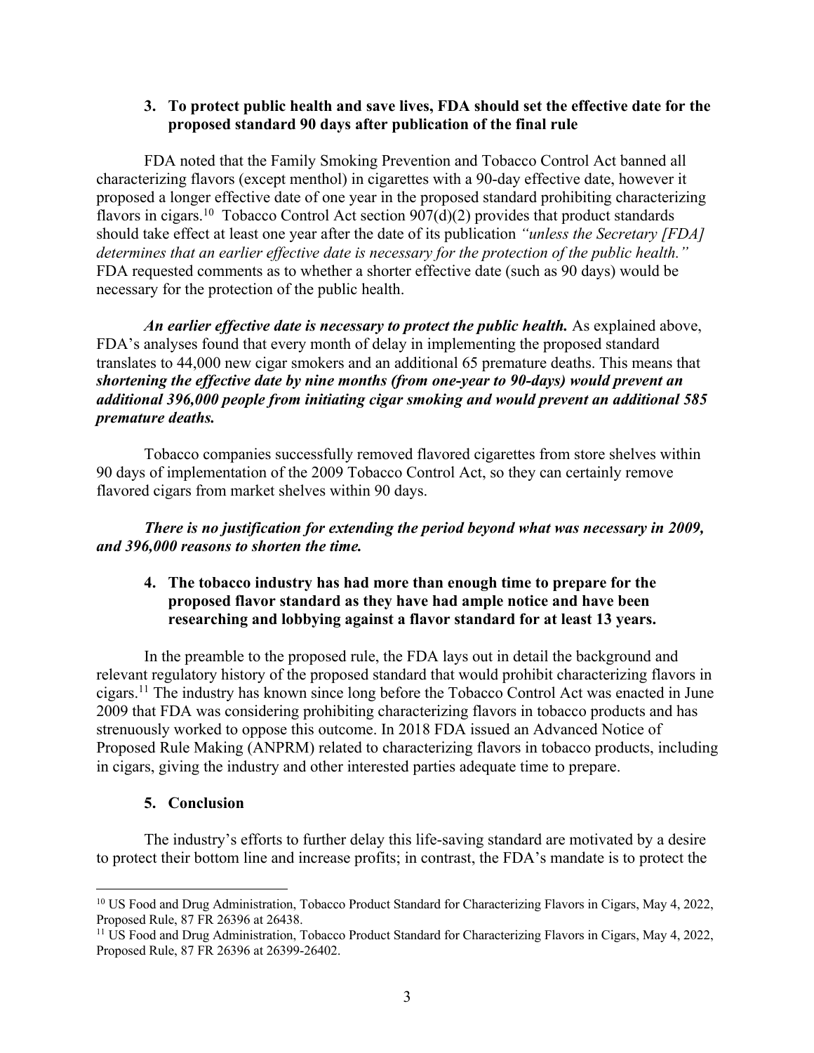### 3. To protect public health and save lives, FDA should set the effective date for the proposed standard 90 days after publication of the final rule

FDA noted that the Family Smoking Prevention and Tobacco Control Act banned all characterizing flavors (except menthol) in cigarettes with a 90-day effective date, however it proposed a longer effective date of one year in the proposed standard prohibiting characterizing flavors in cigars.[10] Tobacco Control Act section 907(d)(2) provides that product standards should take effect at least one year after the date of its publication *"unless the Secretary [FDA] determines that an earlier effective date is necessary for the protection of the public health."* FDA requested comments as to whether a shorter effective date (such as 90 days) would be necessary for the protection of the public health.

***An earlier effective date is necessary to protect the public health.*** As explained above, FDA's analyses found that every month of delay in implementing the proposed standard translates to 44,000 new cigar smokers and an additional 65 premature deaths. This means that ***shortening the effective date by nine months (from one-year to 90-days) would prevent an additional 396,000 people from initiating cigar smoking and would prevent an additional 585 premature deaths.***

Tobacco companies successfully removed flavored cigarettes from store shelves within 90 days of implementation of the 2009 Tobacco Control Act, so they can certainly remove flavored cigars from market shelves within 90 days.

***There is no justification for extending the period beyond what was necessary in 2009, and 396,000 reasons to shorten the time.***

### 4. The tobacco industry has had more than enough time to prepare for the proposed flavor standard as they have had ample notice and have been researching and lobbying against a flavor standard for at least 13 years.

In the preamble to the proposed rule, the FDA lays out in detail the background and relevant regulatory history of the proposed standard that would prohibit characterizing flavors in cigars.[11] The industry has known since long before the Tobacco Control Act was enacted in June 2009 that FDA was considering prohibiting characterizing flavors in tobacco products and has strenuously worked to oppose this outcome. In 2018 FDA issued an Advanced Notice of Proposed Rule Making (ANPRM) related to characterizing flavors in tobacco products, including in cigars, giving the industry and other interested parties adequate time to prepare.

### 5. Conclusion

The industry's efforts to further delay this life-saving standard are motivated by a desire to protect their bottom line and increase profits; in contrast, the FDA's mandate is to protect the

---

[10] US Food and Drug Administration, Tobacco Product Standard for Characterizing Flavors in Cigars, May 4, 2022, Proposed Rule, 87 FR 26396 at 26438.

[11] US Food and Drug Administration, Tobacco Product Standard for Characterizing Flavors in Cigars, May 4, 2022, Proposed Rule, 87 FR 26396 at 26399-26402.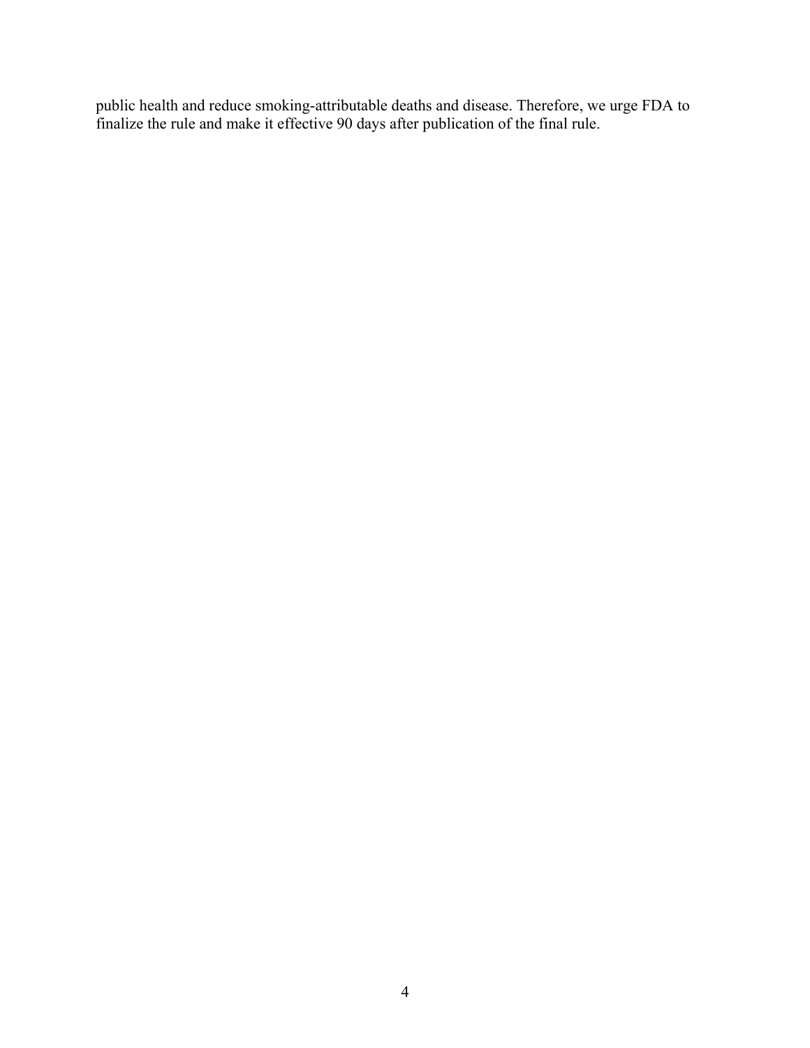public health and reduce smoking-attributable deaths and disease. Therefore, we urge FDA to finalize the rule and make it effective 90 days after publication of the final rule.